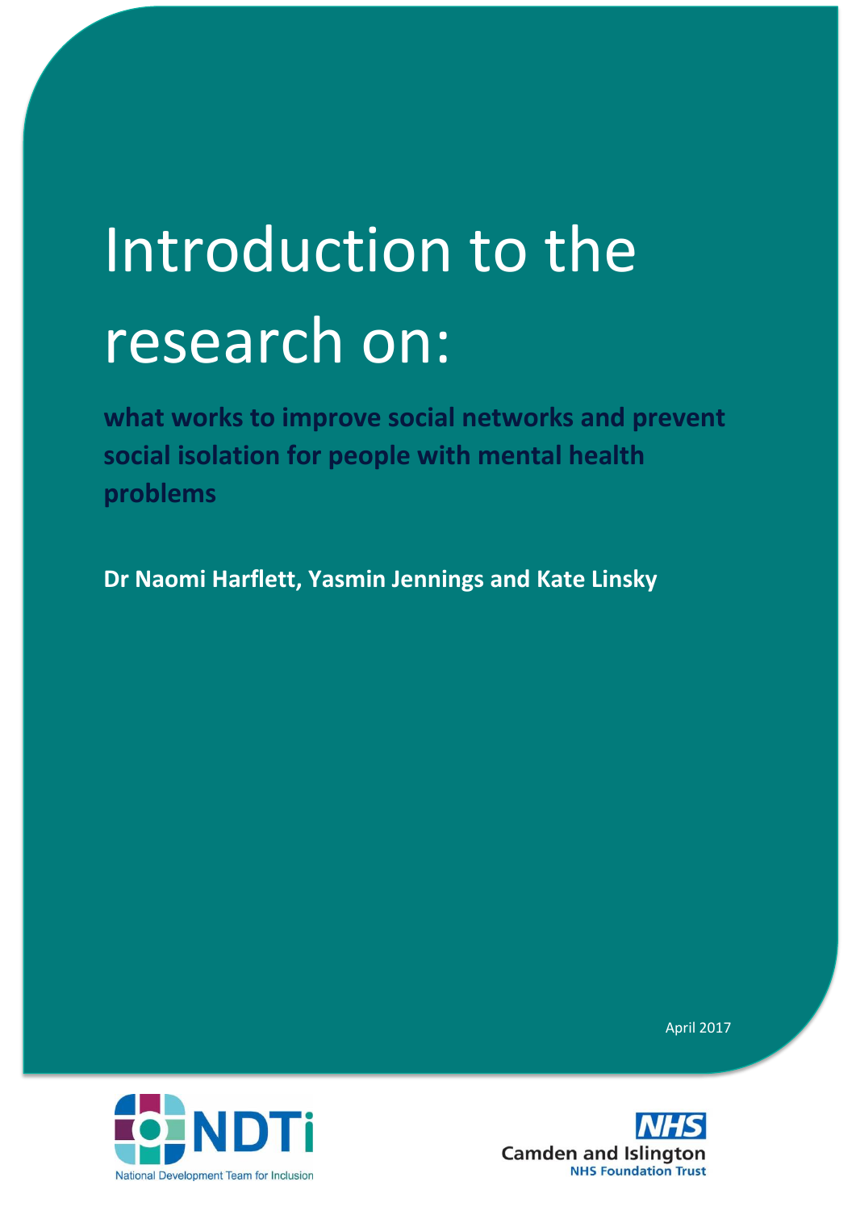# Introduction to the research on:

## what works to improve social networks and prevent social isolation for people with mental health problems

**Dr Naomi Harflett, Yasmin Jennings and Kate Linsky**

April 2017

NDTi
National Development Team for Inclusion

NHS
Camden and Islington
NHS Foundation Trust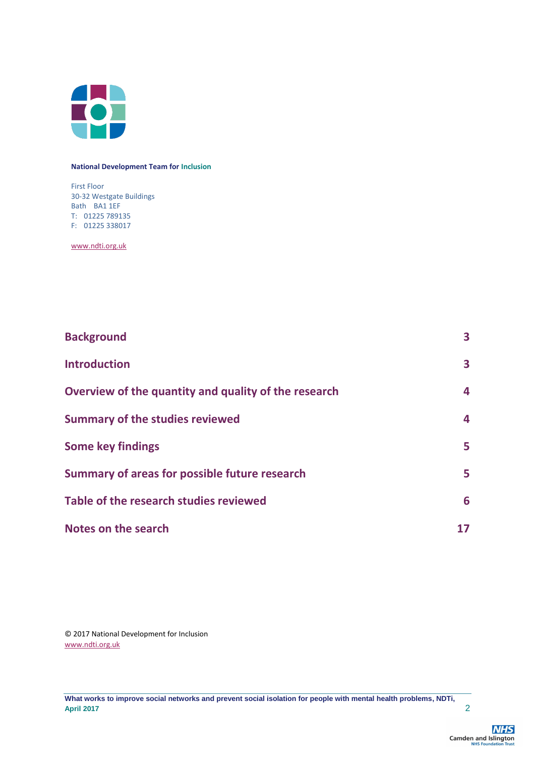**National Development Team for Inclusion**

First Floor
30-32 Westgate Buildings
Bath BA1 1EF
T: 01225 789135
F: 01225 338017

www.ndti.org.uk

| | |
|---|---|
| **Background** | **3** |
| **Introduction** | **3** |
| **Overview of the quantity and quality of the research** | **4** |
| **Summary of the studies reviewed** | **4** |
| **Some key findings** | **5** |
| **Summary of areas for possible future research** | **5** |
| **Table of the research studies reviewed** | **6** |
| **Notes on the search** | **17** |

© 2017 National Development for Inclusion
www.ndti.org.uk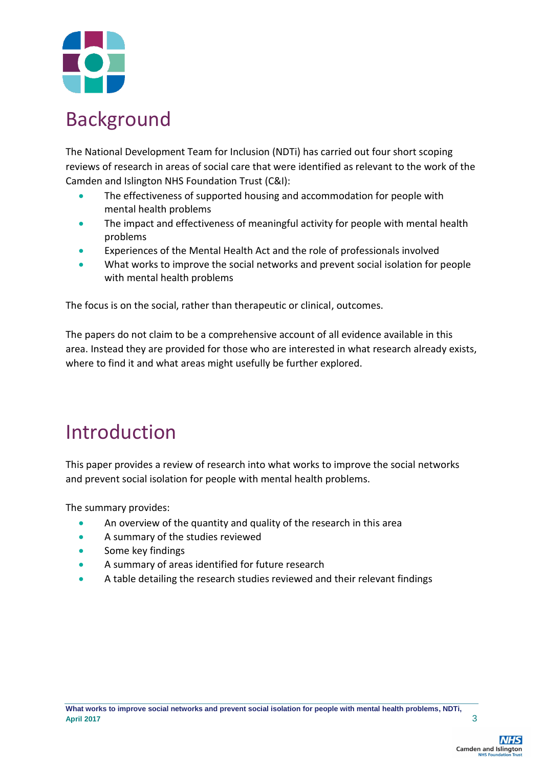# Background

The National Development Team for Inclusion (NDTi) has carried out four short scoping reviews of research in areas of social care that were identified as relevant to the work of the Camden and Islington NHS Foundation Trust (C&I):

- The effectiveness of supported housing and accommodation for people with mental health problems
- The impact and effectiveness of meaningful activity for people with mental health problems
- Experiences of the Mental Health Act and the role of professionals involved
- What works to improve the social networks and prevent social isolation for people with mental health problems

The focus is on the social, rather than therapeutic or clinical, outcomes.

The papers do not claim to be a comprehensive account of all evidence available in this area. Instead they are provided for those who are interested in what research already exists, where to find it and what areas might usefully be further explored.

# Introduction

This paper provides a review of research into what works to improve the social networks and prevent social isolation for people with mental health problems.

The summary provides:

- An overview of the quantity and quality of the research in this area
- A summary of the studies reviewed
- Some key findings
- A summary of areas identified for future research
- A table detailing the research studies reviewed and their relevant findings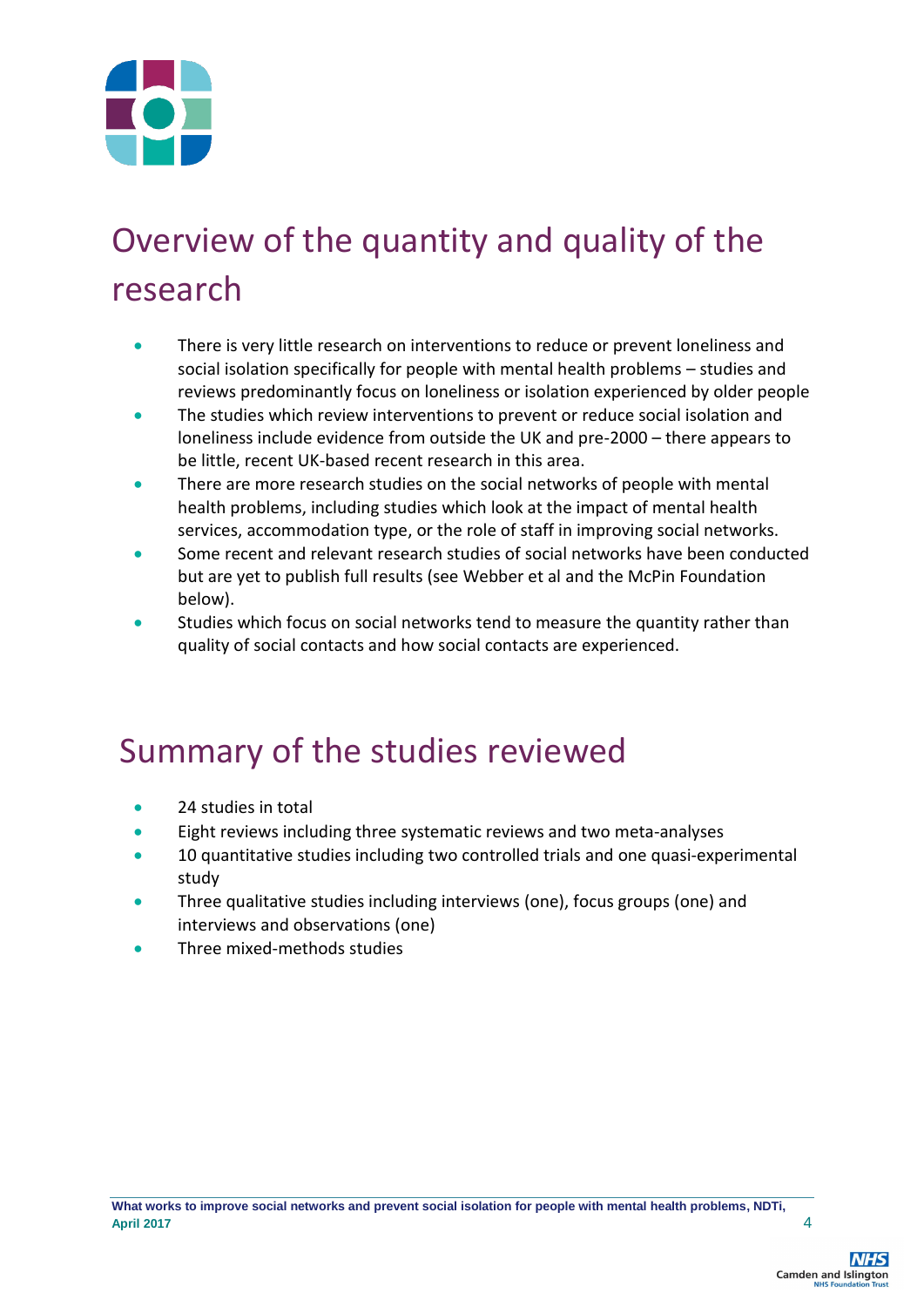## Overview of the quantity and quality of the research

- There is very little research on interventions to reduce or prevent loneliness and social isolation specifically for people with mental health problems – studies and reviews predominantly focus on loneliness or isolation experienced by older people
- The studies which review interventions to prevent or reduce social isolation and loneliness include evidence from outside the UK and pre-2000 – there appears to be little, recent UK-based recent research in this area.
- There are more research studies on the social networks of people with mental health problems, including studies which look at the impact of mental health services, accommodation type, or the role of staff in improving social networks.
- Some recent and relevant research studies of social networks have been conducted but are yet to publish full results (see Webber et al and the McPin Foundation below).
- Studies which focus on social networks tend to measure the quantity rather than quality of social contacts and how social contacts are experienced.

## Summary of the studies reviewed

- 24 studies in total
- Eight reviews including three systematic reviews and two meta-analyses
- 10 quantitative studies including two controlled trials and one quasi-experimental study
- Three qualitative studies including interviews (one), focus groups (one) and interviews and observations (one)
- Three mixed-methods studies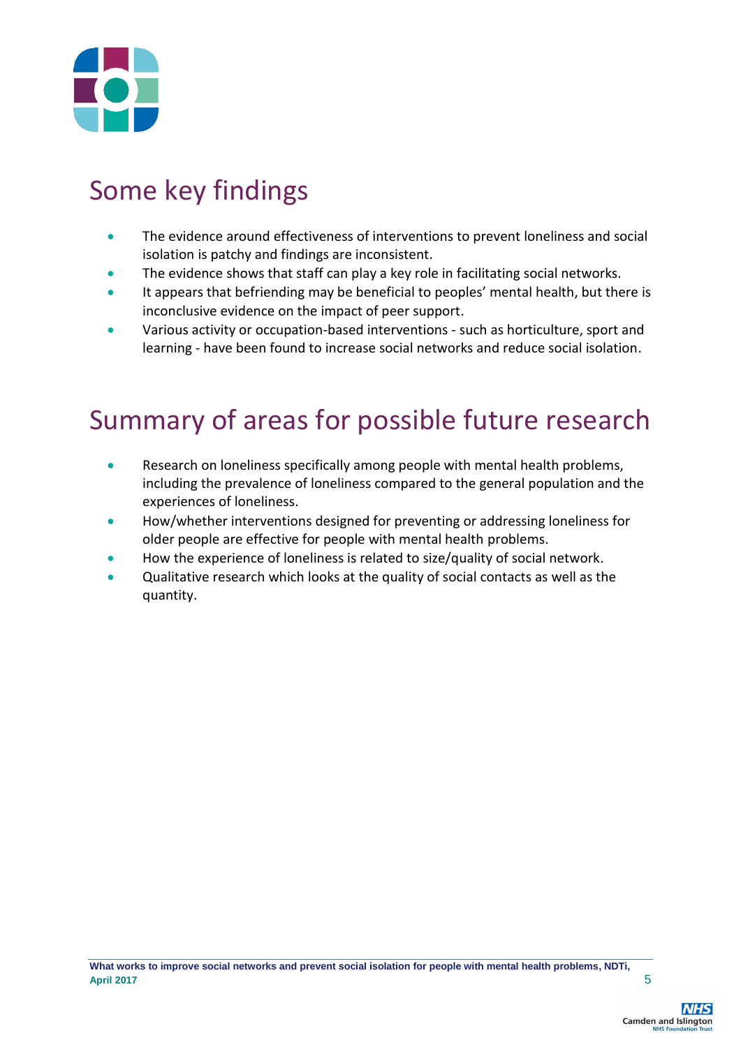## Some key findings

- The evidence around effectiveness of interventions to prevent loneliness and social isolation is patchy and findings are inconsistent.
- The evidence shows that staff can play a key role in facilitating social networks.
- It appears that befriending may be beneficial to peoples' mental health, but there is inconclusive evidence on the impact of peer support.
- Various activity or occupation-based interventions - such as horticulture, sport and learning - have been found to increase social networks and reduce social isolation.

## Summary of areas for possible future research

- Research on loneliness specifically among people with mental health problems, including the prevalence of loneliness compared to the general population and the experiences of loneliness.
- How/whether interventions designed for preventing or addressing loneliness for older people are effective for people with mental health problems.
- How the experience of loneliness is related to size/quality of social network.
- Qualitative research which looks at the quality of social contacts as well as the quantity.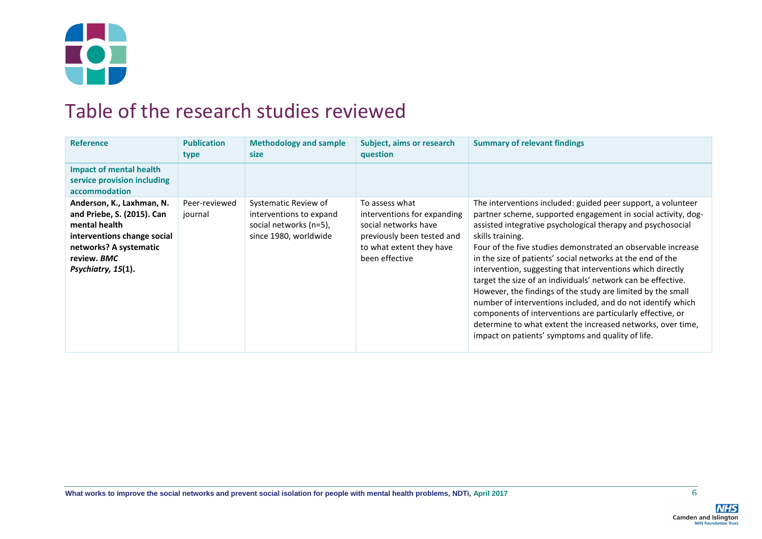# Table of the research studies reviewed

| Reference | Publication type | Methodology and sample size | Subject, aims or research question | Summary of relevant findings |
|---|---|---|---|---|
| **Impact of mental health service provision including accommodation** | | | | |
| **Anderson, K., Laxhman, N. and Priebe, S. (2015). Can mental health interventions change social networks? A systematic review. *BMC Psychiatry, 15*(1).** | Peer-reviewed journal | Systematic Review of interventions to expand social networks (n=5), since 1980, worldwide | To assess what interventions for expanding social networks have previously been tested and to what extent they have been effective | The interventions included: guided peer support, a volunteer partner scheme, supported engagement in social activity, dog-assisted integrative psychological therapy and psychosocial skills training.<br>Four of the five studies demonstrated an observable increase in the size of patients' social networks at the end of the intervention, suggesting that interventions which directly target the size of an individuals' network can be effective. However, the findings of the study are limited by the small number of interventions included, and do not identify which components of interventions are particularly effective, or determine to what extent the increased networks, over time, impact on patients' symptoms and quality of life. |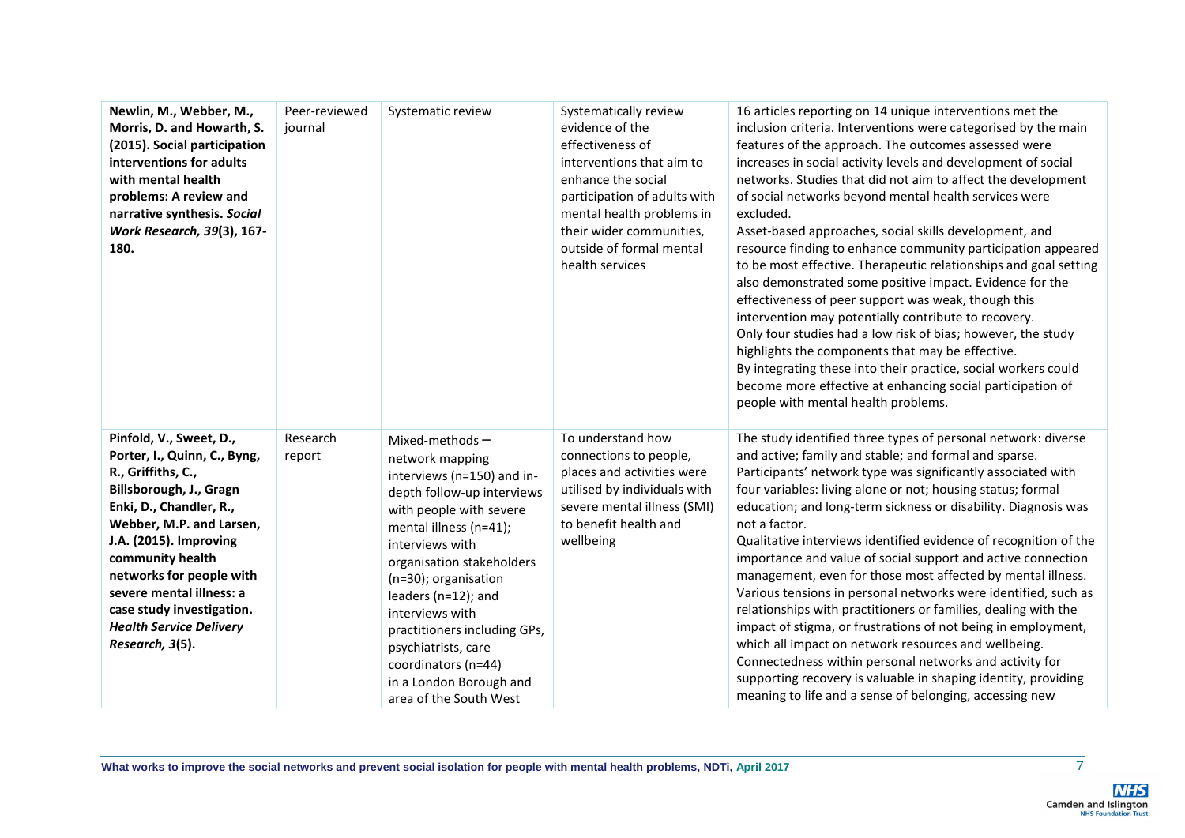| | | | | |
|---|---|---|---|---|
| **Newlin, M., Webber, M., Morris, D. and Howarth, S. (2015). Social participation interventions for adults with mental health problems: A review and narrative synthesis. *Social Work Research, 39*(3), 167-180.** | Peer-reviewed journal | Systematic review | Systematically review evidence of the effectiveness of interventions that aim to enhance the social participation of adults with mental health problems in their wider communities, outside of formal mental health services | 16 articles reporting on 14 unique interventions met the inclusion criteria. Interventions were categorised by the main features of the approach. The outcomes assessed were increases in social activity levels and development of social networks. Studies that did not aim to affect the development of social networks beyond mental health services were excluded.<br>Asset-based approaches, social skills development, and resource finding to enhance community participation appeared to be most effective. Therapeutic relationships and goal setting also demonstrated some positive impact. Evidence for the effectiveness of peer support was weak, though this intervention may potentially contribute to recovery.<br>Only four studies had a low risk of bias; however, the study highlights the components that may be effective.<br>By integrating these into their practice, social workers could become more effective at enhancing social participation of people with mental health problems. |
| **Pinfold, V., Sweet, D., Porter, I., Quinn, C., Byng, R., Griffiths, C., Billsborough, J., Gragn Enki, D., Chandler, R., Webber, M.P. and Larsen, J.A. (2015). Improving community health networks for people with severe mental illness: a case study investigation. *Health Service Delivery Research, 3*(5).** | Research report | Mixed-methods – network mapping interviews (n=150) and in-depth follow-up interviews with people with severe mental illness (n=41); interviews with organisation stakeholders (n=30); organisation leaders (n=12); and interviews with practitioners including GPs, psychiatrists, care coordinators (n=44) in a London Borough and area of the South West | To understand how connections to people, places and activities were utilised by individuals with severe mental illness (SMI) to benefit health and wellbeing | The study identified three types of personal network: diverse and active; family and stable; and formal and sparse. Participants' network type was significantly associated with four variables: living alone or not; housing status; formal education; and long-term sickness or disability. Diagnosis was not a factor.<br>Qualitative interviews identified evidence of recognition of the importance and value of social support and active connection management, even for those most affected by mental illness. Various tensions in personal networks were identified, such as relationships with practitioners or families, dealing with the impact of stigma, or frustrations of not being in employment, which all impact on network resources and wellbeing.<br>Connectedness within personal networks and activity for supporting recovery is valuable in shaping identity, providing meaning to life and a sense of belonging, accessing new |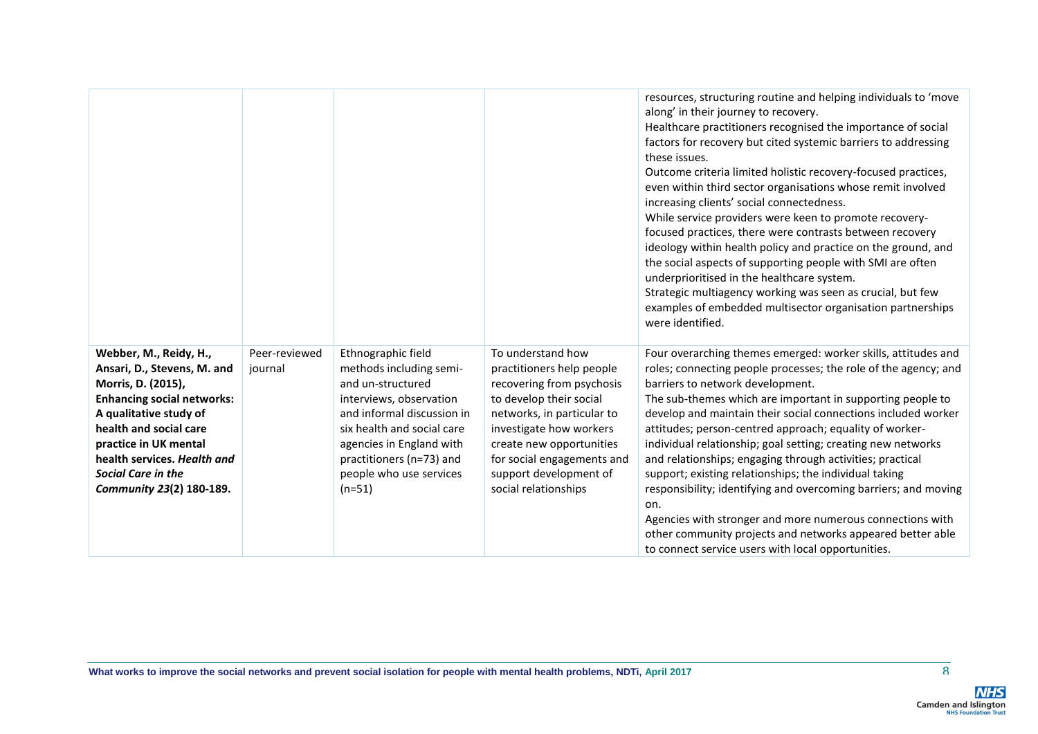| | | | | |
|---|---|---|---|---|
| | | | | resources, structuring routine and helping individuals to 'move along' in their journey to recovery.<br>Healthcare practitioners recognised the importance of social factors for recovery but cited systemic barriers to addressing these issues.<br>Outcome criteria limited holistic recovery-focused practices, even within third sector organisations whose remit involved increasing clients' social connectedness.<br>While service providers were keen to promote recovery-focused practices, there were contrasts between recovery ideology within health policy and practice on the ground, and the social aspects of supporting people with SMI are often underprioritised in the healthcare system.<br>Strategic multiagency working was seen as crucial, but few examples of embedded multisector organisation partnerships were identified. |
| **Webber, M., Reidy, H., Ansari, D., Stevens, M. and Morris, D. (2015), Enhancing social networks: A qualitative study of health and social care practice in UK mental health services. *Health and Social Care in the Community 23*(2) 180-189.** | Peer-reviewed journal | Ethnographic field methods including semi- and un-structured interviews, observation and informal discussion in six health and social care agencies in England with practitioners (n=73) and people who use services (n=51) | To understand how practitioners help people recovering from psychosis to develop their social networks, in particular to investigate how workers create new opportunities for social engagements and support development of social relationships | Four overarching themes emerged: worker skills, attitudes and roles; connecting people processes; the role of the agency; and barriers to network development.<br>The sub-themes which are important in supporting people to develop and maintain their social connections included worker attitudes; person-centred approach; equality of worker-individual relationship; goal setting; creating new networks and relationships; engaging through activities; practical support; existing relationships; the individual taking responsibility; identifying and overcoming barriers; and moving on.<br>Agencies with stronger and more numerous connections with other community projects and networks appeared better able to connect service users with local opportunities. |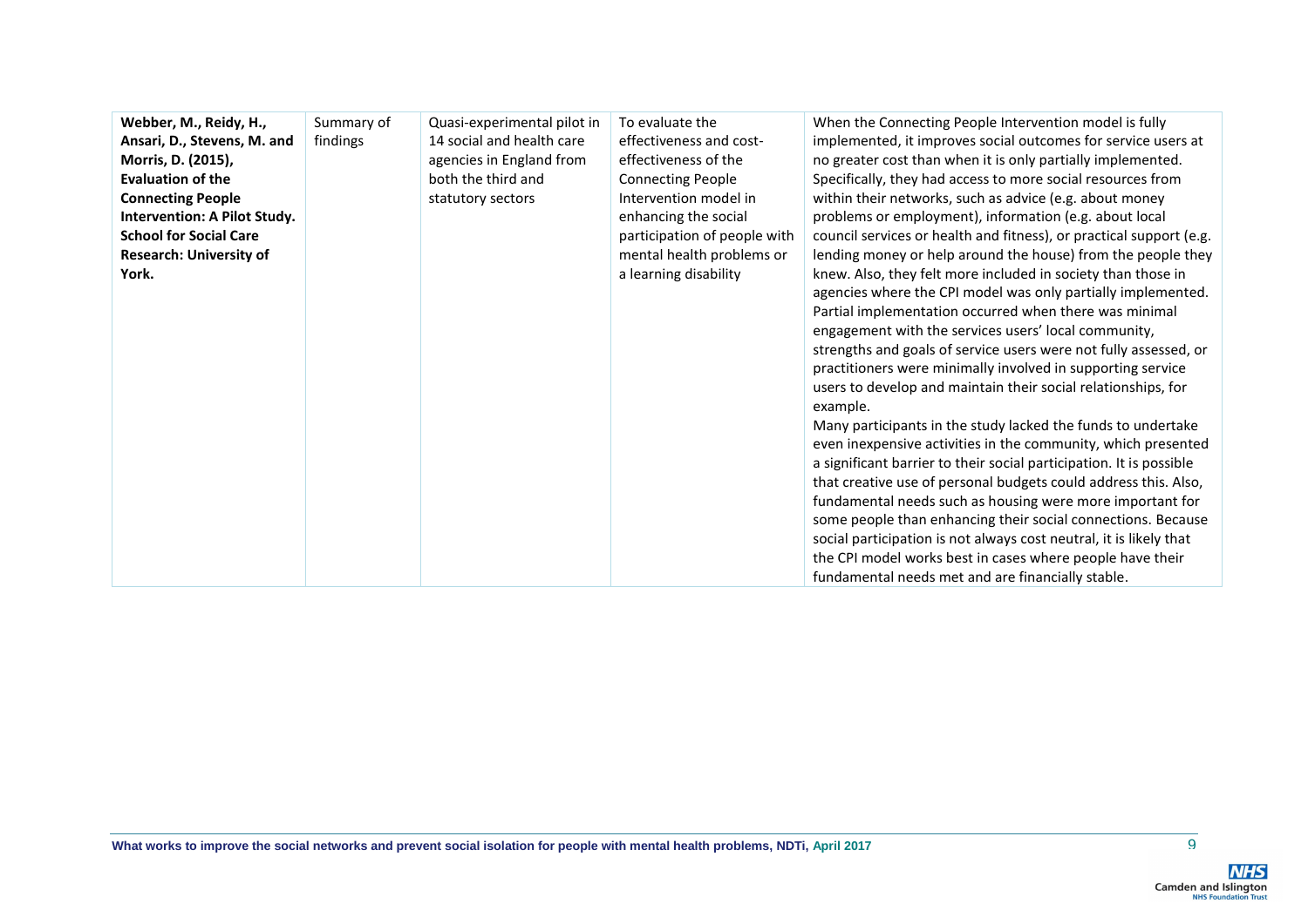| | | | | |
|---|---|---|---|---|
| **Webber, M., Reidy, H., Ansari, D., Stevens, M. and Morris, D. (2015), Evaluation of the Connecting People Intervention: A Pilot Study. School for Social Care Research: University of York.** | Summary of findings | Quasi-experimental pilot in 14 social and health care agencies in England from both the third and statutory sectors | To evaluate the effectiveness and cost-effectiveness of the Connecting People Intervention model in enhancing the social participation of people with mental health problems or a learning disability | When the Connecting People Intervention model is fully implemented, it improves social outcomes for service users at no greater cost than when it is only partially implemented. Specifically, they had access to more social resources from within their networks, such as advice (e.g. about money problems or employment), information (e.g. about local council services or health and fitness), or practical support (e.g. lending money or help around the house) from the people they knew. Also, they felt more included in society than those in agencies where the CPI model was only partially implemented. Partial implementation occurred when there was minimal engagement with the services users' local community, strengths and goals of service users were not fully assessed, or practitioners were minimally involved in supporting service users to develop and maintain their social relationships, for example.<br>Many participants in the study lacked the funds to undertake even inexpensive activities in the community, which presented a significant barrier to their social participation. It is possible that creative use of personal budgets could address this. Also, fundamental needs such as housing were more important for some people than enhancing their social connections. Because social participation is not always cost neutral, it is likely that the CPI model works best in cases where people have their fundamental needs met and are financially stable. |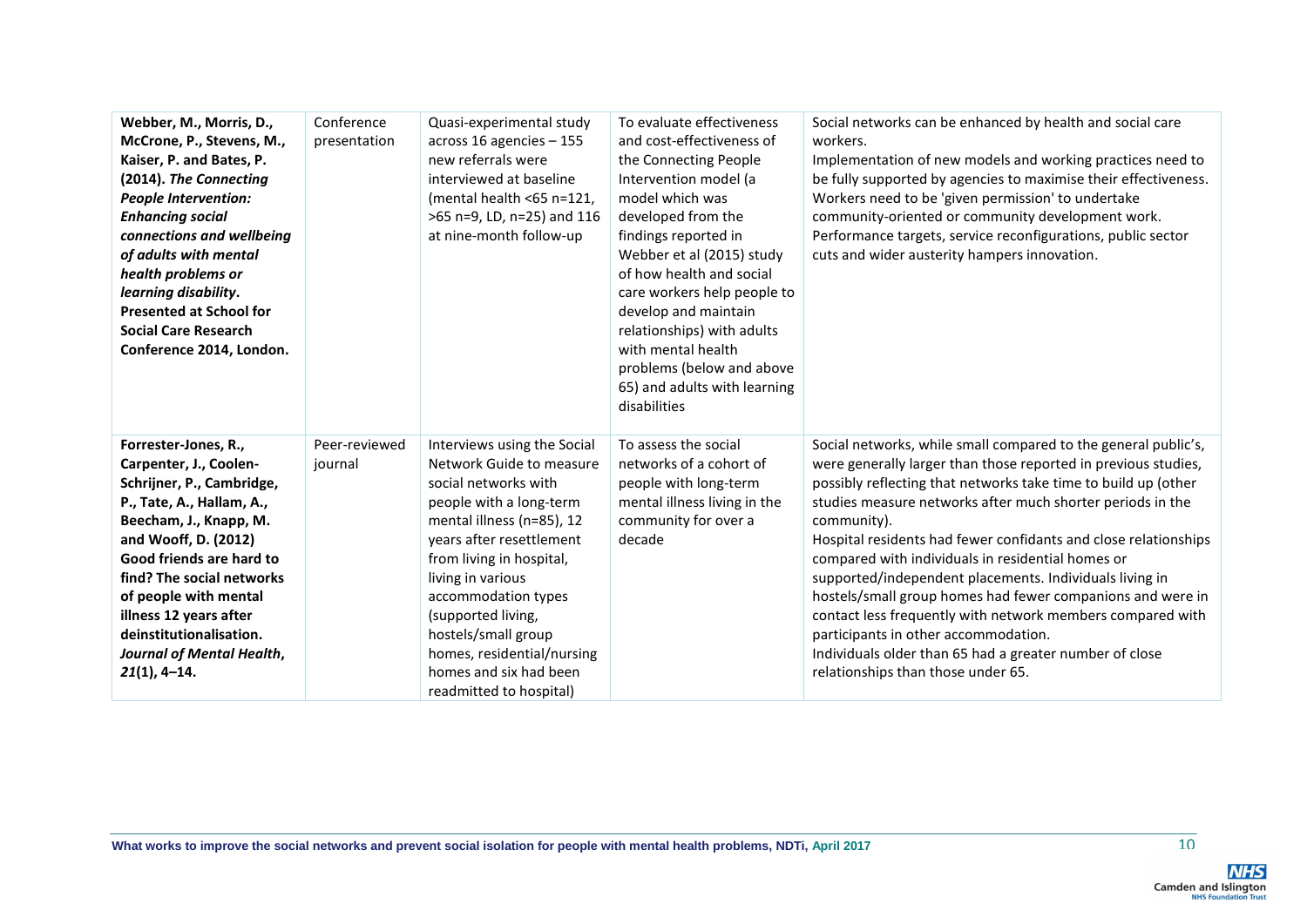| | | | | |
|---|---|---|---|---|
| **Webber, M., Morris, D., McCrone, P., Stevens, M., Kaiser, P. and Bates, P. (2014).** ***The Connecting People Intervention: Enhancing social connections and wellbeing of adults with mental health problems or learning disability*****. Presented at School for Social Care Research Conference 2014, London.** | Conference presentation | Quasi-experimental study across 16 agencies – 155 new referrals were interviewed at baseline (mental health <65 n=121, >65 n=9, LD, n=25) and 116 at nine-month follow-up | To evaluate effectiveness and cost-effectiveness of the Connecting People Intervention model (a model which was developed from the findings reported in Webber et al (2015) study of how health and social care workers help people to develop and maintain relationships) with adults with mental health problems (below and above 65) and adults with learning disabilities | Social networks can be enhanced by health and social care workers.<br>Implementation of new models and working practices need to be fully supported by agencies to maximise their effectiveness.<br>Workers need to be 'given permission' to undertake community-oriented or community development work.<br>Performance targets, service reconfigurations, public sector cuts and wider austerity hampers innovation. |
| **Forrester-Jones, R., Carpenter, J., Coolen-Schrijner, P., Cambridge, P., Tate, A., Hallam, A., Beecham, J., Knapp, M. and Wooff, D. (2012) Good friends are hard to find? The social networks of people with mental illness 12 years after deinstitutionalisation.** ***Journal of Mental Health*****,** ***21*****(1), 4–14.** | Peer-reviewed journal | Interviews using the Social Network Guide to measure social networks with people with a long-term mental illness (n=85), 12 years after resettlement from living in hospital, living in various accommodation types (supported living, hostels/small group homes, residential/nursing homes and six had been readmitted to hospital) | To assess the social networks of a cohort of people with long-term mental illness living in the community for over a decade | Social networks, while small compared to the general public's, were generally larger than those reported in previous studies, possibly reflecting that networks take time to build up (other studies measure networks after much shorter periods in the community).<br>Hospital residents had fewer confidants and close relationships compared with individuals in residential homes or supported/independent placements. Individuals living in hostels/small group homes had fewer companions and were in contact less frequently with network members compared with participants in other accommodation.<br>Individuals older than 65 had a greater number of close relationships than those under 65. |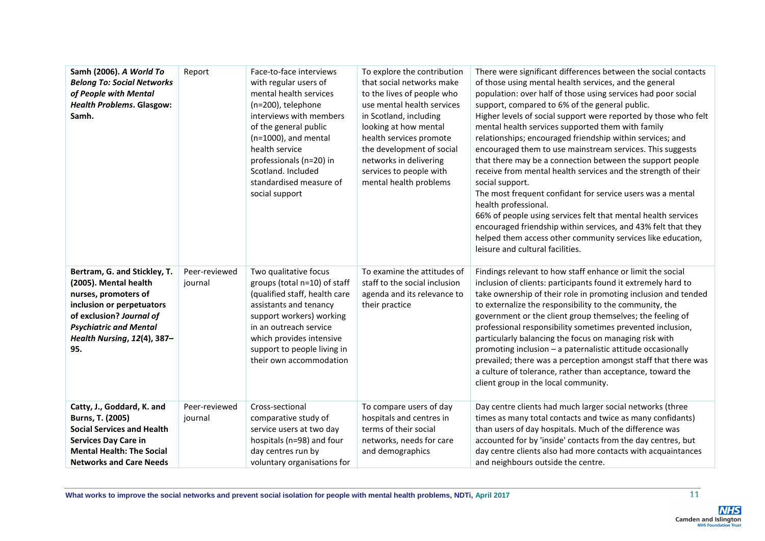| | | | | |
|---|---|---|---|---|
| **Samh (2006).** ***A World To Belong To: Social Networks of People with Mental Health Problems*****. Glasgow: Samh.** | Report | Face-to-face interviews with regular users of mental health services (n=200), telephone interviews with members of the general public (n=1000), and mental health service professionals (n=20) in Scotland. Included standardised measure of social support | To explore the contribution that social networks make to the lives of people who use mental health services in Scotland, including looking at how mental health services promote the development of social networks in delivering services to people with mental health problems | There were significant differences between the social contacts of those using mental health services, and the general population: over half of those using services had poor social support, compared to 6% of the general public.<br>Higher levels of social support were reported by those who felt mental health services supported them with family relationships; encouraged friendship within services; and encouraged them to use mainstream services. This suggests that there may be a connection between the support people receive from mental health services and the strength of their social support.<br>The most frequent confidant for service users was a mental health professional.<br>66% of people using services felt that mental health services encouraged friendship within services, and 43% felt that they helped them access other community services like education, leisure and cultural facilities. |
| **Bertram, G. and Stickley, T. (2005). Mental health nurses, promoters of inclusion or perpetuators of exclusion?** ***Journal of Psychiatric and Mental Health Nursing*****,** ***12*****(4), 387–95.** | Peer-reviewed journal | Two qualitative focus groups (total n=10) of staff (qualified staff, health care assistants and tenancy support workers) working in an outreach service which provides intensive support to people living in their own accommodation | To examine the attitudes of staff to the social inclusion agenda and its relevance to their practice | Findings relevant to how staff enhance or limit the social inclusion of clients: participants found it extremely hard to take ownership of their role in promoting inclusion and tended to externalize the responsibility to the community, the government or the client group themselves; the feeling of professional responsibility sometimes prevented inclusion, particularly balancing the focus on managing risk with promoting inclusion – a paternalistic attitude occasionally prevailed; there was a perception amongst staff that there was a culture of tolerance, rather than acceptance, toward the client group in the local community. |
| **Catty, J., Goddard, K. and Burns, T. (2005) Social Services and Health Services Day Care in Mental Health: The Social Networks and Care Needs** | Peer-reviewed journal | Cross-sectional comparative study of service users at two day hospitals (n=98) and four day centres run by voluntary organisations for | To compare users of day hospitals and centres in terms of their social networks, needs for care and demographics | Day centre clients had much larger social networks (three times as many total contacts and twice as many confidants) than users of day hospitals. Much of the difference was accounted for by 'inside' contacts from the day centres, but day centre clients also had more contacts with acquaintances and neighbours outside the centre. |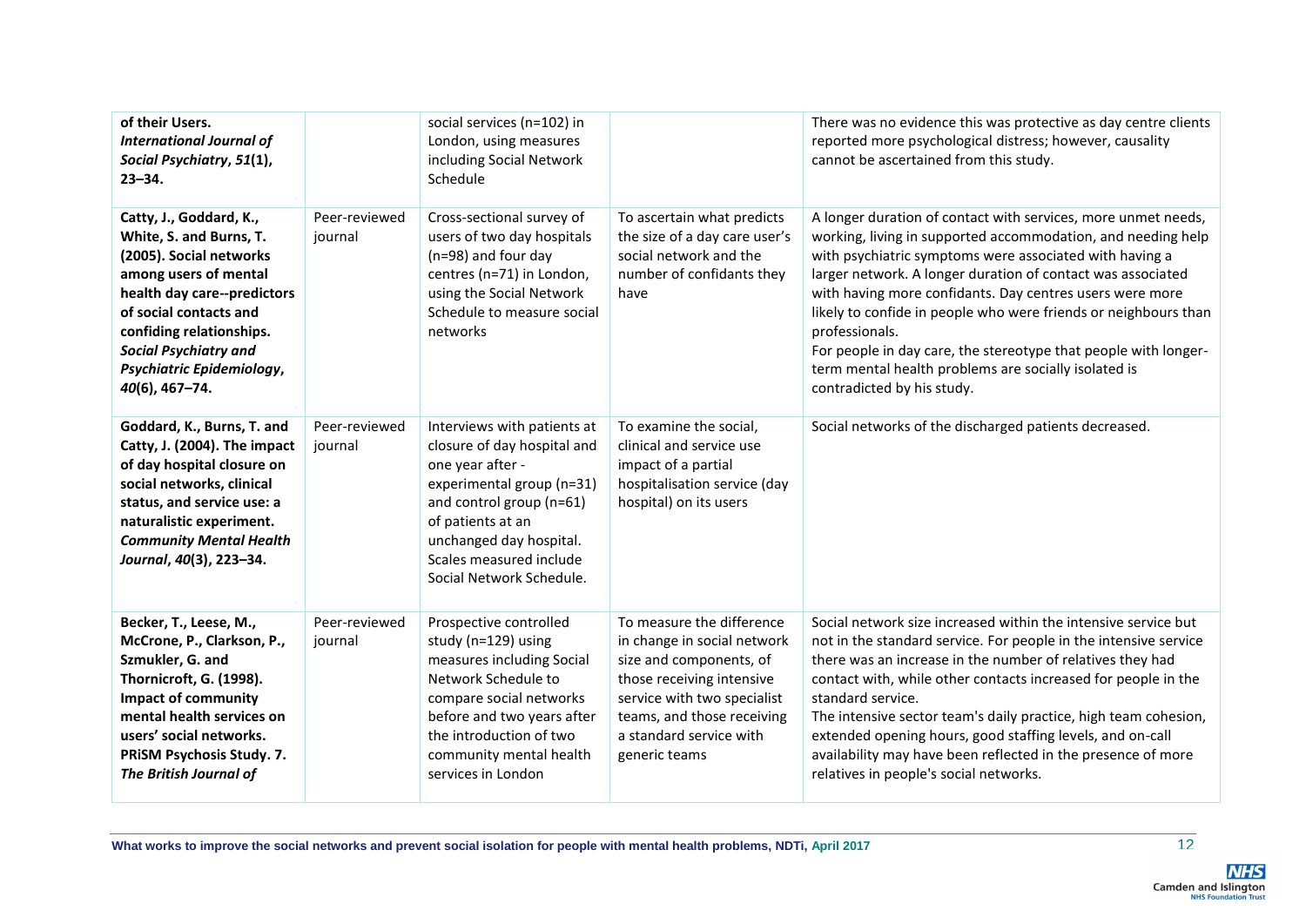| | | | | |
|---|---|---|---|---|
| **of their Users.** ***International Journal of Social Psychiatry*, *51*(1), 23–34.** | | social services (n=102) in London, using measures including Social Network Schedule | | There was no evidence this was protective as day centre clients reported more psychological distress; however, causality cannot be ascertained from this study. |
| **Catty, J., Goddard, K., White, S. and Burns, T. (2005). Social networks among users of mental health day care--predictors of social contacts and confiding relationships.** ***Social Psychiatry and Psychiatric Epidemiology*, *40*(6), 467–74.** | Peer-reviewed journal | Cross-sectional survey of users of two day hospitals (n=98) and four day centres (n=71) in London, using the Social Network Schedule to measure social networks | To ascertain what predicts the size of a day care user's social network and the number of confidants they have | A longer duration of contact with services, more unmet needs, working, living in supported accommodation, and needing help with psychiatric symptoms were associated with having a larger network. A longer duration of contact was associated with having more confidants. Day centres users were more likely to confide in people who were friends or neighbours than professionals.<br>For people in day care, the stereotype that people with longer-term mental health problems are socially isolated is contradicted by his study. |
| **Goddard, K., Burns, T. and Catty, J. (2004). The impact of day hospital closure on social networks, clinical status, and service use: a naturalistic experiment.** ***Community Mental Health Journal*, *40*(3), 223–34.** | Peer-reviewed journal | Interviews with patients at closure of day hospital and one year after - experimental group (n=31) and control group (n=61) of patients at an unchanged day hospital. Scales measured include Social Network Schedule. | To examine the social, clinical and service use impact of a partial hospitalisation service (day hospital) on its users | Social networks of the discharged patients decreased. |
| **Becker, T., Leese, M., McCrone, P., Clarkson, P., Szmukler, G. and Thornicroft, G. (1998). Impact of community mental health services on users' social networks. PRiSM Psychosis Study. 7.** ***The British Journal of*** | Peer-reviewed journal | Prospective controlled study (n=129) using measures including Social Network Schedule to compare social networks before and two years after the introduction of two community mental health services in London | To measure the difference in change in social network size and components, of those receiving intensive service with two specialist teams, and those receiving a standard service with generic teams | Social network size increased within the intensive service but not in the standard service. For people in the intensive service there was an increase in the number of relatives they had contact with, while other contacts increased for people in the standard service.<br>The intensive sector team's daily practice, high team cohesion, extended opening hours, good staffing levels, and on-call availability may have been reflected in the presence of more relatives in people's social networks. |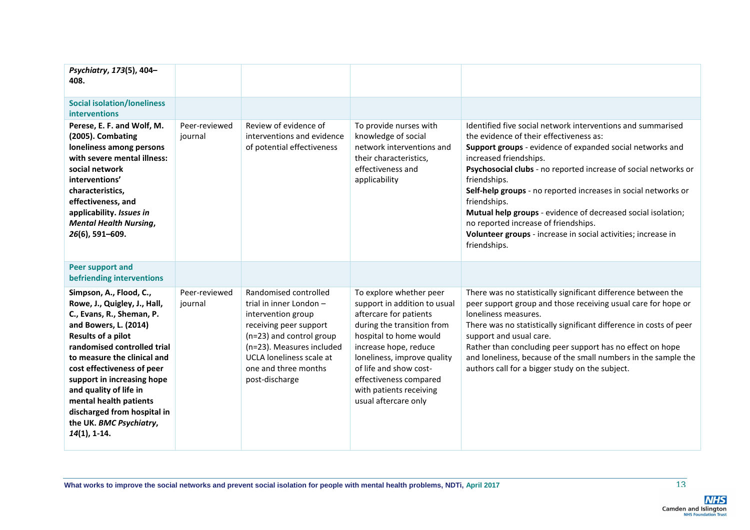| | | | | |
|---|---|---|---|---|
| ***Psychiatry*, *173*(5), 404–408.** | | | | |
| **Social isolation/loneliness interventions** | | | | |
| **Perese, E. F. and Wolf, M. (2005). Combating loneliness among persons with severe mental illness: social network interventions' characteristics, effectiveness, and applicability. *Issues in Mental Health Nursing*, *26*(6), 591–609.** | Peer-reviewed journal | Review of evidence of interventions and evidence of potential effectiveness | To provide nurses with knowledge of social network interventions and their characteristics, effectiveness and applicability | Identified five social network interventions and summarised the evidence of their effectiveness as:<br>**Support groups** - evidence of expanded social networks and increased friendships.<br>**Psychosocial clubs** - no reported increase of social networks or friendships.<br>**Self-help groups** - no reported increases in social networks or friendships.<br>**Mutual help groups** - evidence of decreased social isolation; no reported increase of friendships.<br>**Volunteer groups** - increase in social activities; increase in friendships. |
| **Peer support and befriending interventions** | | | | |
| **Simpson, A., Flood, C., Rowe, J., Quigley, J., Hall, C., Evans, R., Sheman, P. and Bowers, L. (2014) Results of a pilot randomised controlled trial to measure the clinical and cost effectiveness of peer support in increasing hope and quality of life in mental health patients discharged from hospital in the UK. *BMC Psychiatry*, *14*(1), 1-14.** | Peer-reviewed journal | Randomised controlled trial in inner London – intervention group receiving peer support (n=23) and control group (n=23). Measures included UCLA loneliness scale at one and three months post-discharge | To explore whether peer support in addition to usual aftercare for patients during the transition from hospital to home would increase hope, reduce loneliness, improve quality of life and show cost-effectiveness compared with patients receiving usual aftercare only | There was no statistically significant difference between the peer support group and those receiving usual care for hope or loneliness measures.<br>There was no statistically significant difference in costs of peer support and usual care.<br>Rather than concluding peer support has no effect on hope and loneliness, because of the small numbers in the sample the authors call for a bigger study on the subject. |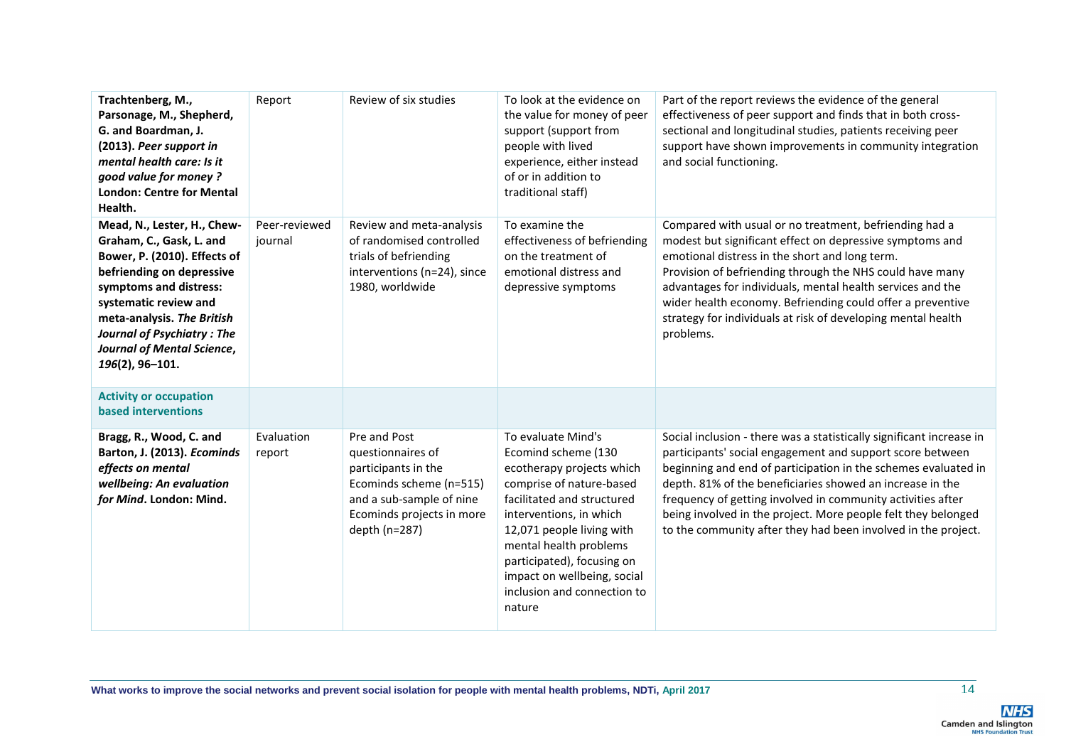| | | | | |
|---|---|---|---|---|
| **Trachtenberg, M., Parsonage, M., Shepherd, G. and Boardman, J. (2013).** ***Peer support in mental health care: Is it good value for money ?*** **London: Centre for Mental Health.** | Report | Review of six studies | To look at the evidence on the value for money of peer support (support from people with lived experience, either instead of or in addition to traditional staff) | Part of the report reviews the evidence of the general effectiveness of peer support and finds that in both cross-sectional and longitudinal studies, patients receiving peer support have shown improvements in community integration and social functioning. |
| **Mead, N., Lester, H., Chew-Graham, C., Gask, L. and Bower, P. (2010). Effects of befriending on depressive symptoms and distress: systematic review and meta-analysis.** ***The British Journal of Psychiatry : The Journal of Mental Science*****,** ***196*****(2), 96–101.** | Peer-reviewed journal | Review and meta-analysis of randomised controlled trials of befriending interventions (n=24), since 1980, worldwide | To examine the effectiveness of befriending on the treatment of emotional distress and depressive symptoms | Compared with usual or no treatment, befriending had a modest but significant effect on depressive symptoms and emotional distress in the short and long term. Provision of befriending through the NHS could have many advantages for individuals, mental health services and the wider health economy. Befriending could offer a preventive strategy for individuals at risk of developing mental health problems. |
| **Activity or occupation based interventions** | | | | |
| **Bragg, R., Wood, C. and Barton, J. (2013).** ***Ecominds effects on mental wellbeing: An evaluation for Mind*****. London: Mind.** | Evaluation report | Pre and Post questionnaires of participants in the Ecominds scheme (n=515) and a sub-sample of nine Ecominds projects in more depth (n=287) | To evaluate Mind's Ecomind scheme (130 ecotherapy projects which comprise of nature-based facilitated and structured interventions, in which 12,071 people living with mental health problems participated), focusing on impact on wellbeing, social inclusion and connection to nature | Social inclusion - there was a statistically significant increase in participants' social engagement and support score between beginning and end of participation in the schemes evaluated in depth. 81% of the beneficiaries showed an increase in the frequency of getting involved in community activities after being involved in the project. More people felt they belonged to the community after they had been involved in the project. |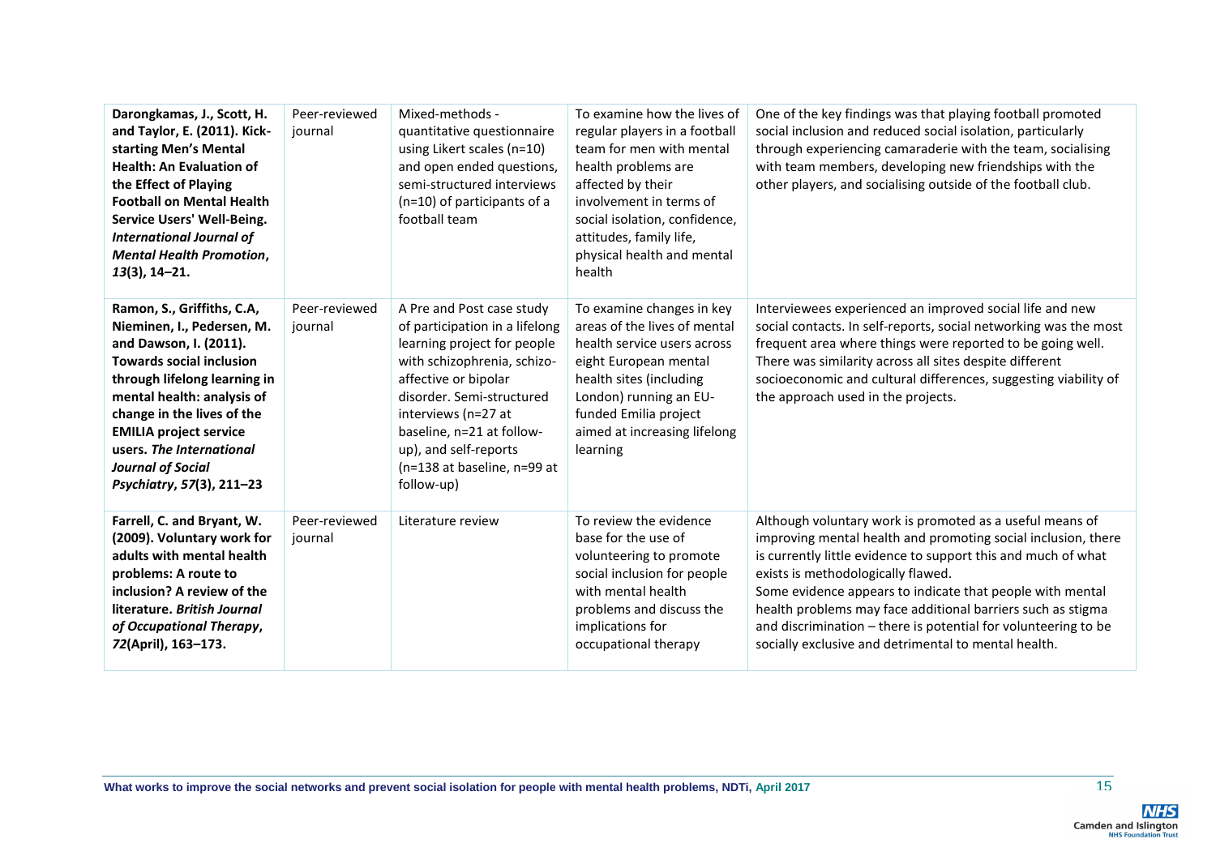| | | | | |
|---|---|---|---|---|
| **Darongkamas, J., Scott, H. and Taylor, E. (2011). Kick-starting Men's Mental Health: An Evaluation of the Effect of Playing Football on Mental Health Service Users' Well-Being. *International Journal of Mental Health Promotion*, *13*(3), 14–21.** | Peer-reviewed journal | Mixed-methods - quantitative questionnaire using Likert scales (n=10) and open ended questions, semi-structured interviews (n=10) of participants of a football team | To examine how the lives of regular players in a football team for men with mental health problems are affected by their involvement in terms of social isolation, confidence, attitudes, family life, physical health and mental health | One of the key findings was that playing football promoted social inclusion and reduced social isolation, particularly through experiencing camaraderie with the team, socialising with team members, developing new friendships with the other players, and socialising outside of the football club. |
| **Ramon, S., Griffiths, C.A, Nieminen, I., Pedersen, M. and Dawson, I. (2011). Towards social inclusion through lifelong learning in mental health: analysis of change in the lives of the EMILIA project service users. *The International Journal of Social Psychiatry*, *57*(3), 211–23** | Peer-reviewed journal | A Pre and Post case study of participation in a lifelong learning project for people with schizophrenia, schizo-affective or bipolar disorder. Semi-structured interviews (n=27 at baseline, n=21 at follow-up), and self-reports (n=138 at baseline, n=99 at follow-up) | To examine changes in key areas of the lives of mental health service users across eight European mental health sites (including London) running an EU-funded Emilia project aimed at increasing lifelong learning | Interviewees experienced an improved social life and new social contacts. In self-reports, social networking was the most frequent area where things were reported to be going well. There was similarity across all sites despite different socioeconomic and cultural differences, suggesting viability of the approach used in the projects. |
| **Farrell, C. and Bryant, W. (2009). Voluntary work for adults with mental health problems: A route to inclusion? A review of the literature. *British Journal of Occupational Therapy*, *72*(April), 163–173.** | Peer-reviewed journal | Literature review | To review the evidence base for the use of volunteering to promote social inclusion for people with mental health problems and discuss the implications for occupational therapy | Although voluntary work is promoted as a useful means of improving mental health and promoting social inclusion, there is currently little evidence to support this and much of what exists is methodologically flawed.<br>Some evidence appears to indicate that people with mental health problems may face additional barriers such as stigma and discrimination – there is potential for volunteering to be socially exclusive and detrimental to mental health. |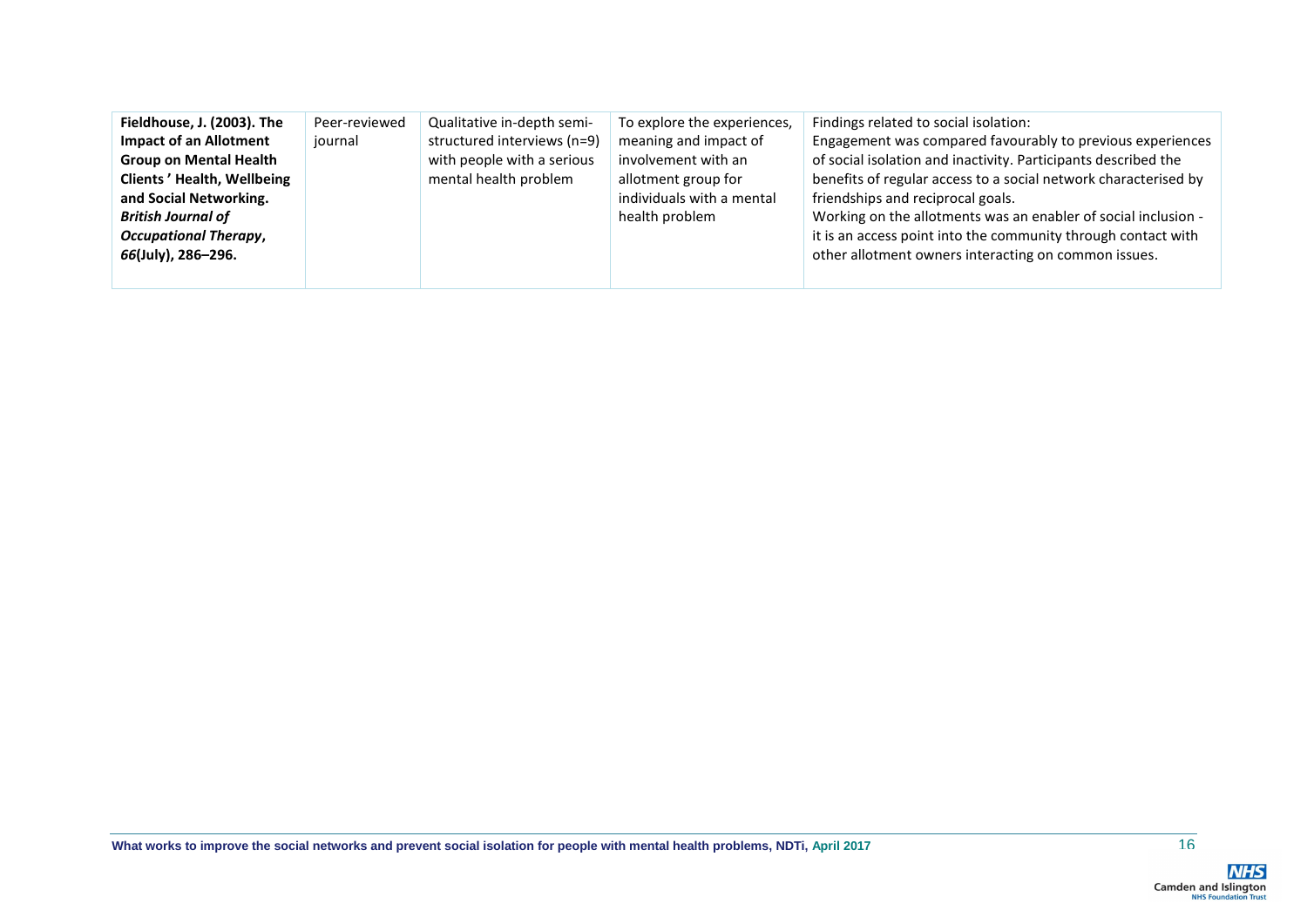| | | | | |
|---|---|---|---|---|
| **Fieldhouse, J. (2003). The Impact of an Allotment Group on Mental Health Clients ' Health, Wellbeing and Social Networking. *British Journal of Occupational Therapy*, *66*(July), 286–296.** | Peer-reviewed journal | Qualitative in-depth semi-structured interviews (n=9) with people with a serious mental health problem | To explore the experiences, meaning and impact of involvement with an allotment group for individuals with a mental health problem | Findings related to social isolation:<br>Engagement was compared favourably to previous experiences of social isolation and inactivity. Participants described the benefits of regular access to a social network characterised by friendships and reciprocal goals.<br>Working on the allotments was an enabler of social inclusion - it is an access point into the community through contact with other allotment owners interacting on common issues. |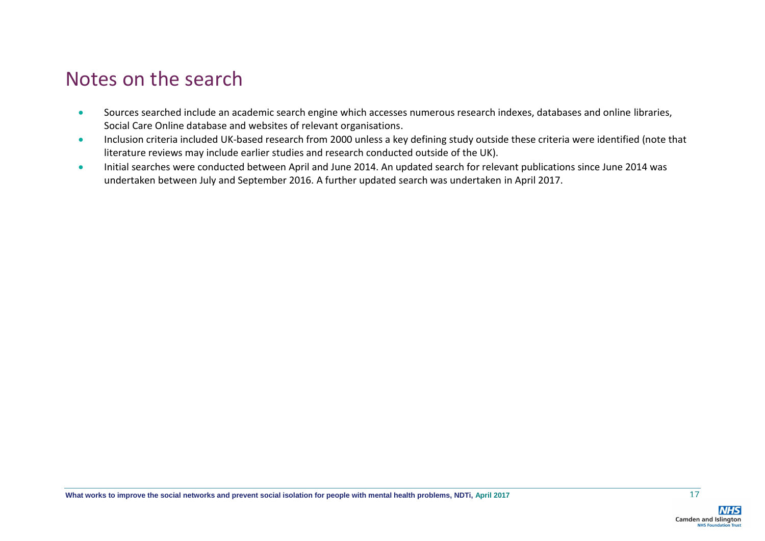# Notes on the search

- Sources searched include an academic search engine which accesses numerous research indexes, databases and online libraries, Social Care Online database and websites of relevant organisations.
- Inclusion criteria included UK-based research from 2000 unless a key defining study outside these criteria were identified (note that literature reviews may include earlier studies and research conducted outside of the UK).
- Initial searches were conducted between April and June 2014. An updated search for relevant publications since June 2014 was undertaken between July and September 2016. A further updated search was undertaken in April 2017.